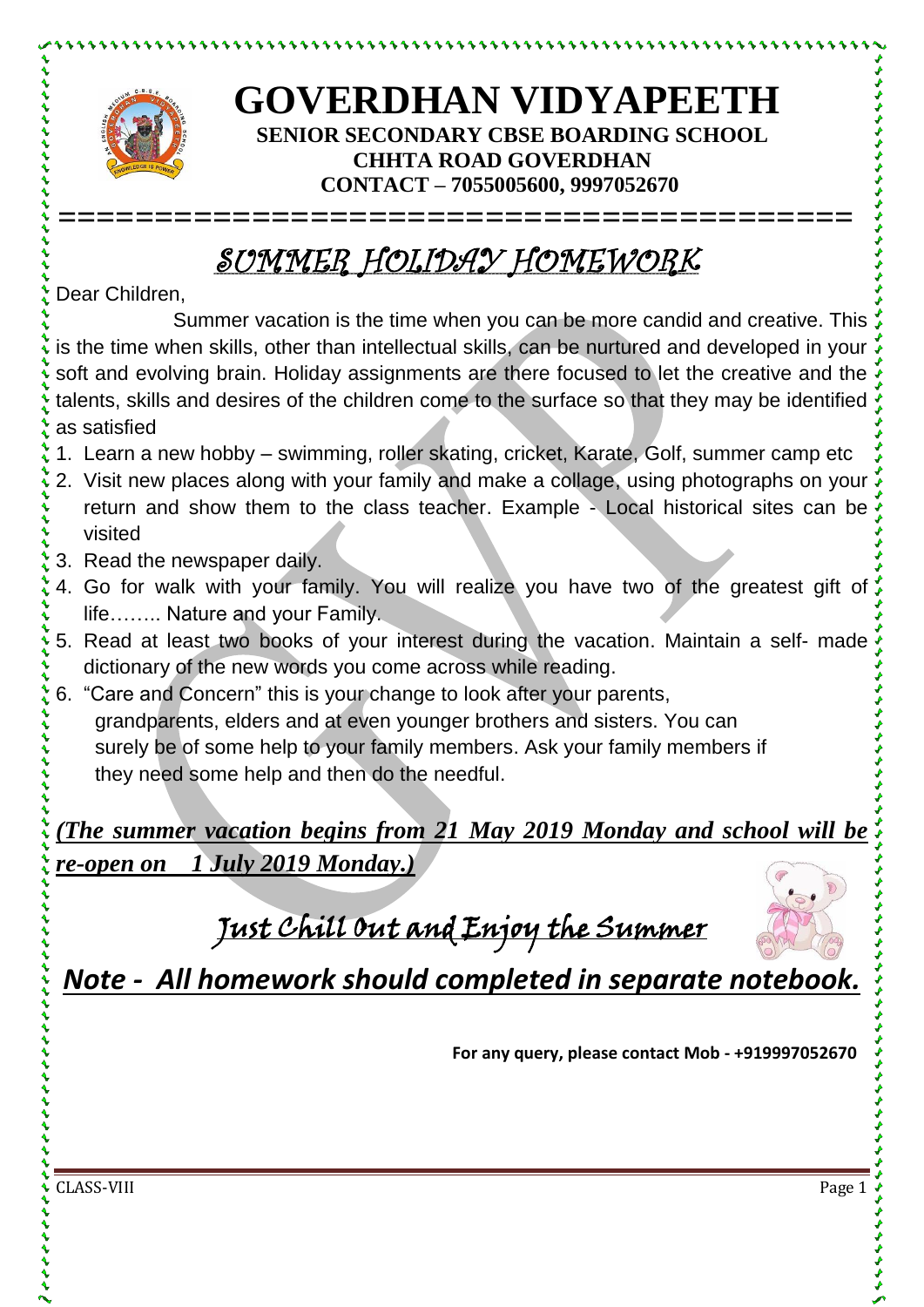# GOVERDHAN VIDYAPEETH

**SENIOR SECONDARY CBSE BOARDING SCHOOL**
**CHHTA ROAD GOVERDHAN**
**CONTACT – 7055005600, 9997052670**

## *SUMMER HOLIDAY HOMEWORK*

Dear Children,

Summer vacation is the time when you can be more candid and creative. This is the time when skills, other than intellectual skills, can be nurtured and developed in your soft and evolving brain. Holiday assignments are there focused to let the creative and the talents, skills and desires of the children come to the surface so that they may be identified as satisfied

1. Learn a new hobby – swimming, roller skating, cricket, Karate, Golf, summer camp etc
2. Visit new places along with your family and make a collage, using photographs on your return and show them to the class teacher. Example - Local historical sites can be visited
3. Read the newspaper daily.
4. Go for walk with your family. You will realize you have two of the greatest gift of life…….. Nature and your Family.
5. Read at least two books of your interest during the vacation. Maintain a self- made dictionary of the new words you come across while reading.
6. "Care and Concern" this is your change to look after your parents, grandparents, elders and at even younger brothers and sisters. You can surely be of some help to your family members. Ask your family members if they need some help and then do the needful.

***(The summer vacation begins from 21 May 2019 Monday and school will be re-open on 1 July 2019 Monday.)***

## *Just Chill Out and Enjoy the Summer*

***Note - All homework should completed in separate notebook.***

**For any query, please contact Mob - +919997052670**

CLASS-VIII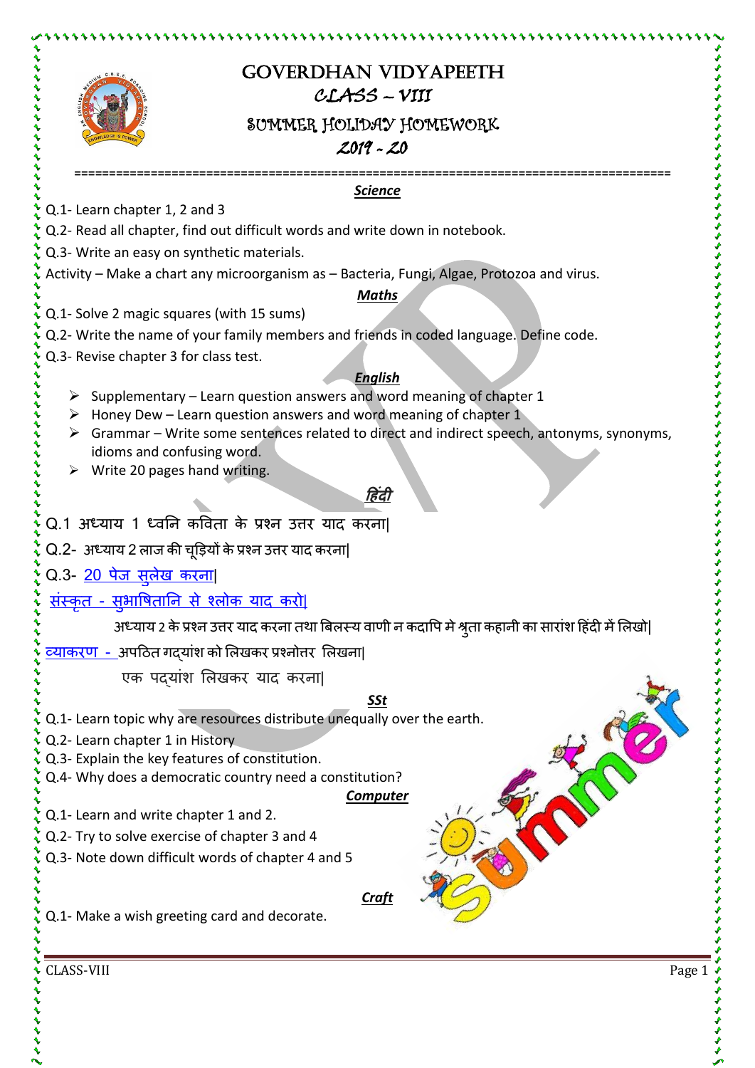# GOVERDHAN VIDYAPEETH

## CLASS – VIII

## SUMMER HOLIDAY HOMEWORK

## 2019 - 20

### *Science*

Q.1- Learn chapter 1, 2 and 3

Q.2- Read all chapter, find out difficult words and write down in notebook.

Q.3- Write an easy on synthetic materials.

Activity – Make a chart any microorganism as – Bacteria, Fungi, Algae, Protozoa and virus.

### *Maths*

Q.1- Solve 2 magic squares (with 15 sums)

Q.2- Write the name of your family members and friends in coded language. Define code.

Q.3- Revise chapter 3 for class test.

### *English*

- Supplementary – Learn question answers and word meaning of chapter 1
- Honey Dew – Learn question answers and word meaning of chapter 1
- Grammar – Write some sentences related to direct and indirect speech, antonyms, synonyms, idioms and confusing word.
- Write 20 pages hand writing.

### *हिंदी*

Q.1 अध्याय 1 ध्वनि कविता के प्रश्न उत्तर याद करना|

Q.2- अध्याय 2 लाज की चूड़ियों के प्रश्न उत्तर याद करना|

Q.3- 20 पेज सुलेख करना|

संस्कृत - सुभाषितानि से श्लोक याद करो|

अध्याय 2 के प्रश्न उत्तर याद करना तथा बिलस्य वाणी न कदापि मे श्रुता कहानी का सारांश हिंदी में लिखो|

व्याकरण - अपठित गद्यांश को लिखकर प्रश्नोत्तर लिखना|

एक पद्यांश लिखकर याद करना|

### *SSt*

Q.1- Learn topic why are resources distribute unequally over the earth.

Q.2- Learn chapter 1 in History

Q.3- Explain the key features of constitution.

Q.4- Why does a democratic country need a constitution?

### *Computer*

Q.1- Learn and write chapter 1 and 2.

Q.2- Try to solve exercise of chapter 3 and 4

Q.3- Note down difficult words of chapter 4 and 5

### *Craft*

Q.1- Make a wish greeting card and decorate.